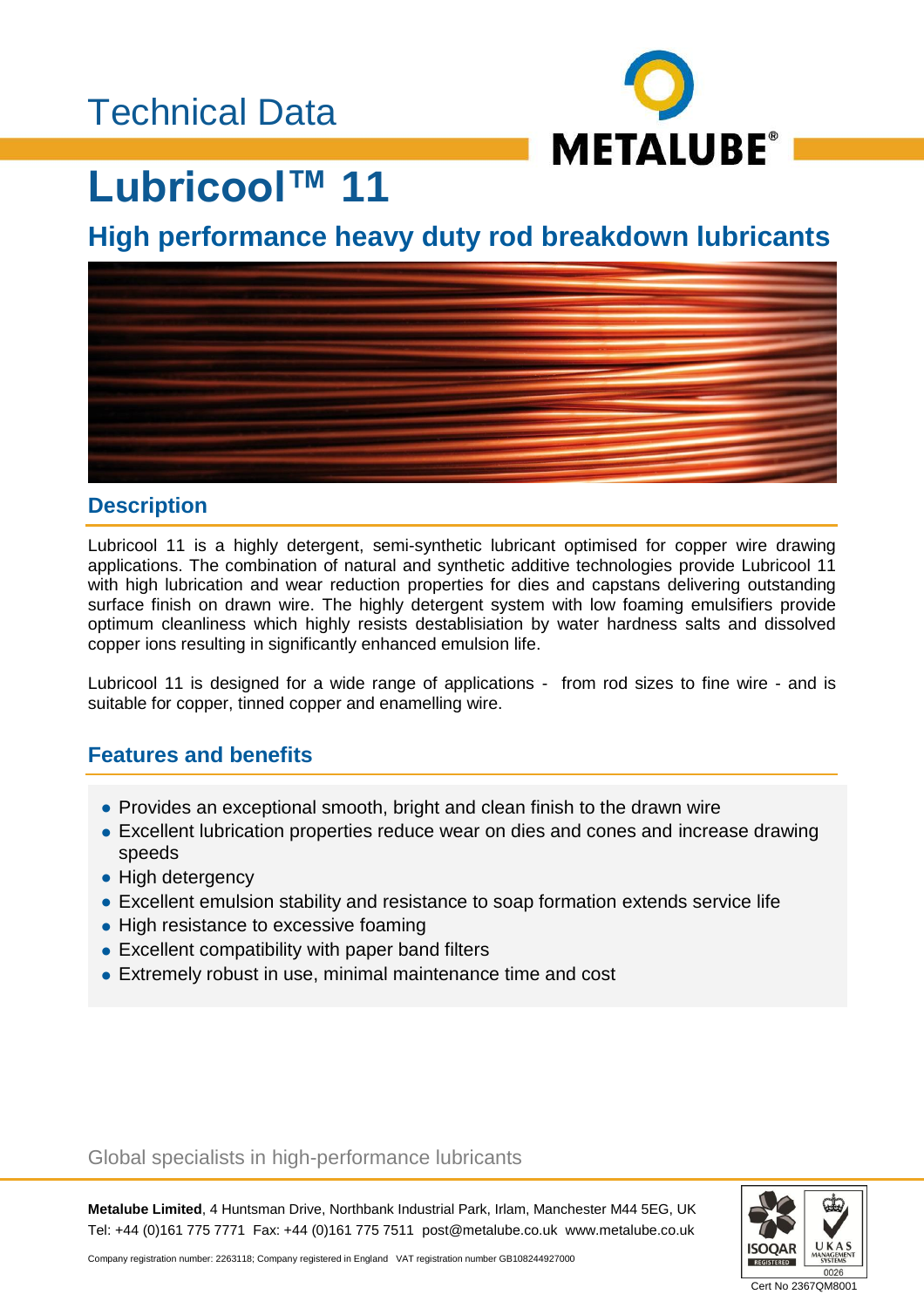Technical Data

# Lubricool™ 11

## High performance heavy duty rod breakdown lubricants

### Description

Lubricool 11 is a highly detergent, semi-synthetic lubricant optimised for copper wire drawing applications. The combination of natural and synthetic additive technologies provide Lubricool 11 with high lubrication and wear reduction properties for dies and capstans delivering outstanding surface finish on drawn wire. The highly detergent system with low foaming emulsifiers provide optimum cleanliness which highly resists destablisiation by water hardness salts and dissolved copper ions resulting in significantly enhanced emulsion life.

Lubricool 11 is designed for a wide range of applications - from rod sizes to fine wire - and is suitable for copper, tinned copper and enamelling wire.

### Features and benefits

- Provides an exceptional smooth, bright and clean finish to the drawn wire
- Excellent lubrication properties reduce wear on dies and cones and increase drawing speeds
- High detergency
- Excellent emulsion stability and resistance to soap formation extends service life
- High resistance to excessive foaming
- Excellent compatibility with paper band filters
- Extremely robust in use, minimal maintenance time and cost

Global specialists in high-performance lubricants

**Metalube Limited**, 4 Huntsman Drive, Northbank Industrial Park, Irlam, Manchester M44 5EG, UK
Tel: +44 (0)161 775 7771 Fax: +44 (0)161 775 7511 post@metalube.co.uk www.metalube.co.uk

Company registration number: 2263118; Company registered in England VAT registration number GB108244927000

Cert No 2367QM8001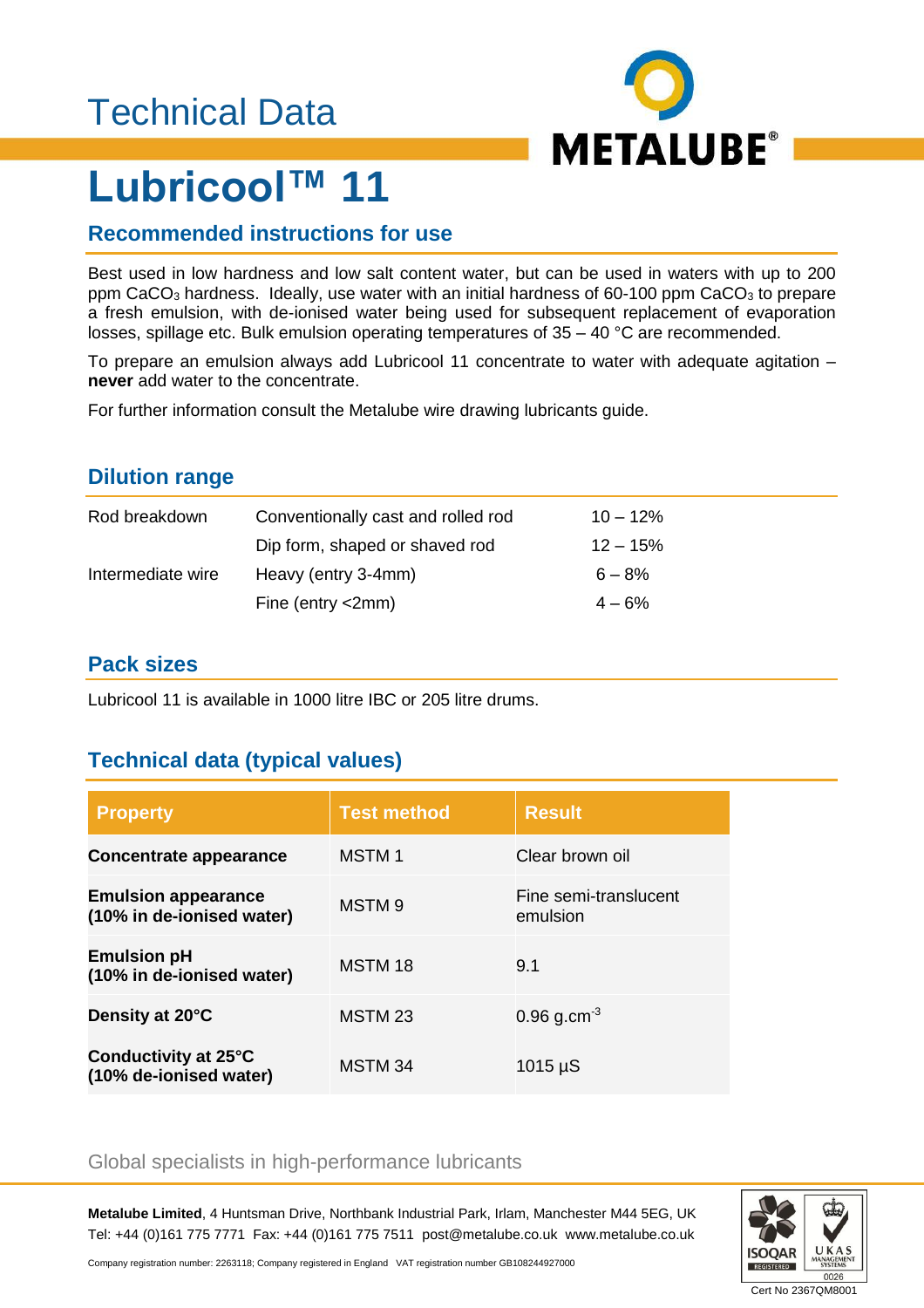# Technical Data

# Lubricool™ 11

## Recommended instructions for use

Best used in low hardness and low salt content water, but can be used in waters with up to 200 ppm $CaCO_3$ hardness. Ideally, use water with an initial hardness of 60-100 ppm $CaCO_3$ to prepare a fresh emulsion, with de-ionised water being used for subsequent replacement of evaporation losses, spillage etc. Bulk emulsion operating temperatures of 35 – 40 °C are recommended.

To prepare an emulsion always add Lubricool 11 concentrate to water with adequate agitation – **never** add water to the concentrate.

For further information consult the Metalube wire drawing lubricants guide.

## Dilution range

| | | |
|---|---|---|
| Rod breakdown | Conventionally cast and rolled rod | 10 – 12% |
| | Dip form, shaped or shaved rod | 12 – 15% |
| Intermediate wire | Heavy (entry 3-4mm) | 6 – 8% |
| | Fine (entry <2mm) | 4 – 6% |

## Pack sizes

Lubricool 11 is available in 1000 litre IBC or 205 litre drums.

## Technical data (typical values)

| Property | Test method | Result |
|---|---|---|
| **Concentrate appearance** | MSTM 1 | Clear brown oil |
| **Emulsion appearance (10% in de-ionised water)** | MSTM 9 | Fine semi-translucent emulsion |
| **Emulsion pH (10% in de-ionised water)** | MSTM 18 | 9.1 |
| **Density at 20°C** | MSTM 23 | 0.96 $g.cm^{-3}$ |
| **Conductivity at 25°C (10% de-ionised water)** | MSTM 34 | 1015 µS |

Global specialists in high-performance lubricants

**Metalube Limited**, 4 Huntsman Drive, Northbank Industrial Park, Irlam, Manchester M44 5EG, UK
Tel: +44 (0)161 775 7771 Fax: +44 (0)161 775 7511 post@metalube.co.uk www.metalube.co.uk

Company registration number: 2263118; Company registered in England VAT registration number GB108244927000

Cert No 2367QM8001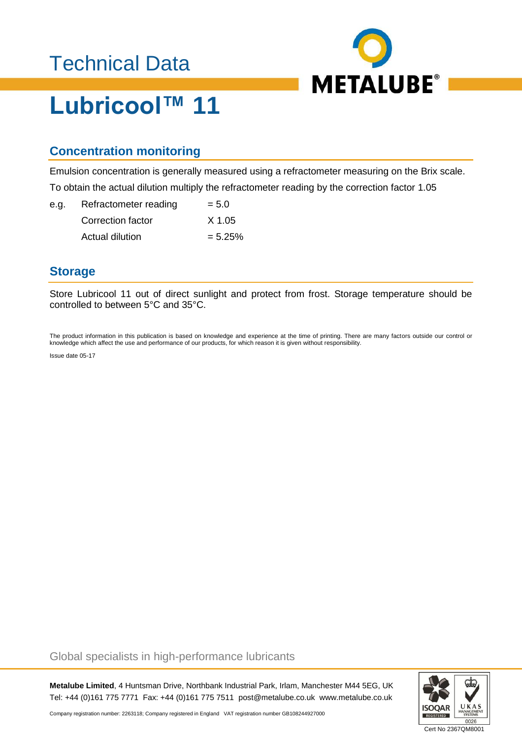# Technical Data

# Lubricool™ 11

## Concentration monitoring

Emulsion concentration is generally measured using a refractometer measuring on the Brix scale.

To obtain the actual dilution multiply the refractometer reading by the correction factor 1.05

| | | |
|---|---|---|
| e.g. | Refractometer reading | = 5.0 |
| | Correction factor | X 1.05 |
| | Actual dilution | = 5.25% |

## Storage

Store Lubricool 11 out of direct sunlight and protect from frost. Storage temperature should be controlled to between 5°C and 35°C.

The product information in this publication is based on knowledge and experience at the time of printing. There are many factors outside our control or knowledge which affect the use and performance of our products, for which reason it is given without responsibility.

Issue date 05-17

Global specialists in high-performance lubricants

**Metalube Limited**, 4 Huntsman Drive, Northbank Industrial Park, Irlam, Manchester M44 5EG, UK
Tel: +44 (0)161 775 7771 Fax: +44 (0)161 775 7511 post@metalube.co.uk www.metalube.co.uk

Company registration number: 2263118; Company registered in England VAT registration number GB108244927000

Cert No 2367QM8001